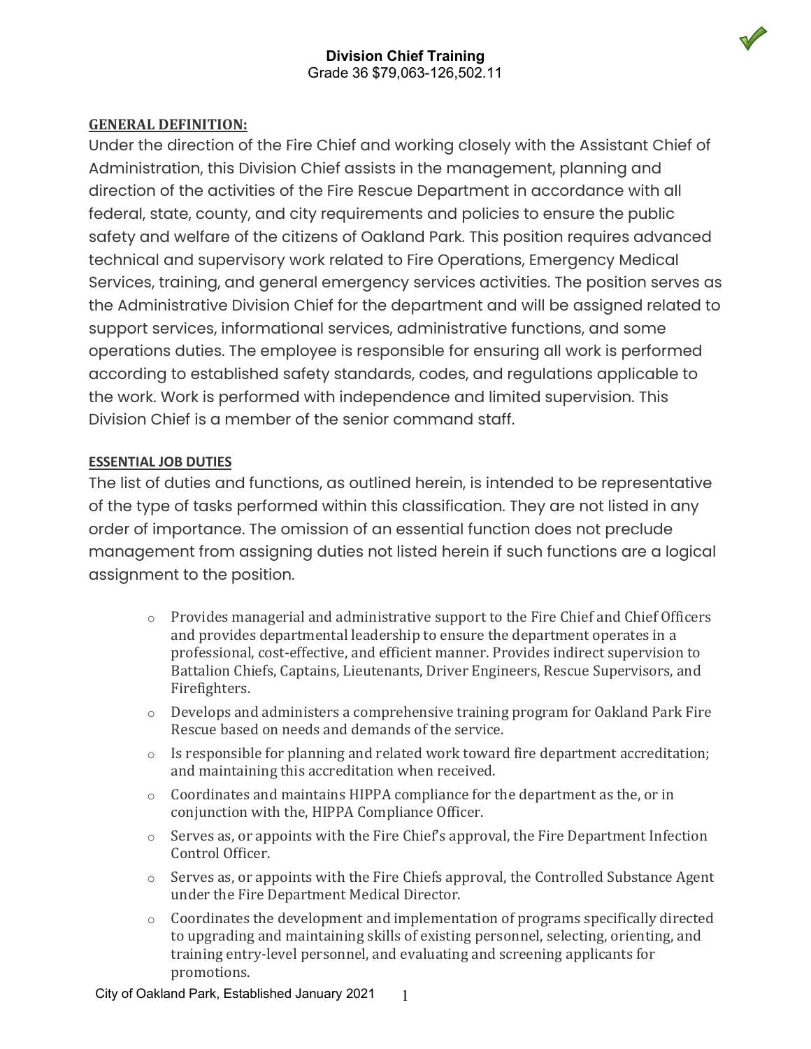# Division Chief Training

Grade 36 $79,063-126,502.11

**GENERAL DEFINITION:**

Under the direction of the Fire Chief and working closely with the Assistant Chief of Administration, this Division Chief assists in the management, planning and direction of the activities of the Fire Rescue Department in accordance with all federal, state, county, and city requirements and policies to ensure the public safety and welfare of the citizens of Oakland Park. This position requires advanced technical and supervisory work related to Fire Operations, Emergency Medical Services, training, and general emergency services activities. The position serves as the Administrative Division Chief for the department and will be assigned related to support services, informational services, administrative functions, and some operations duties. The employee is responsible for ensuring all work is performed according to established safety standards, codes, and regulations applicable to the work. Work is performed with independence and limited supervision. This Division Chief is a member of the senior command staff.

**ESSENTIAL JOB DUTIES**

The list of duties and functions, as outlined herein, is intended to be representative of the type of tasks performed within this classification. They are not listed in any order of importance. The omission of an essential function does not preclude management from assigning duties not listed herein if such functions are a logical assignment to the position.

- Provides managerial and administrative support to the Fire Chief and Chief Officers and provides departmental leadership to ensure the department operates in a professional, cost-effective, and efficient manner. Provides indirect supervision to Battalion Chiefs, Captains, Lieutenants, Driver Engineers, Rescue Supervisors, and Firefighters.
- Develops and administers a comprehensive training program for Oakland Park Fire Rescue based on needs and demands of the service.
- Is responsible for planning and related work toward fire department accreditation; and maintaining this accreditation when received.
- Coordinates and maintains HIPPA compliance for the department as the, or in conjunction with the, HIPPA Compliance Officer.
- Serves as, or appoints with the Fire Chief's approval, the Fire Department Infection Control Officer.
- Serves as, or appoints with the Fire Chiefs approval, the Controlled Substance Agent under the Fire Department Medical Director.
- Coordinates the development and implementation of programs specifically directed to upgrading and maintaining skills of existing personnel, selecting, orienting, and training entry-level personnel, and evaluating and screening applicants for promotions.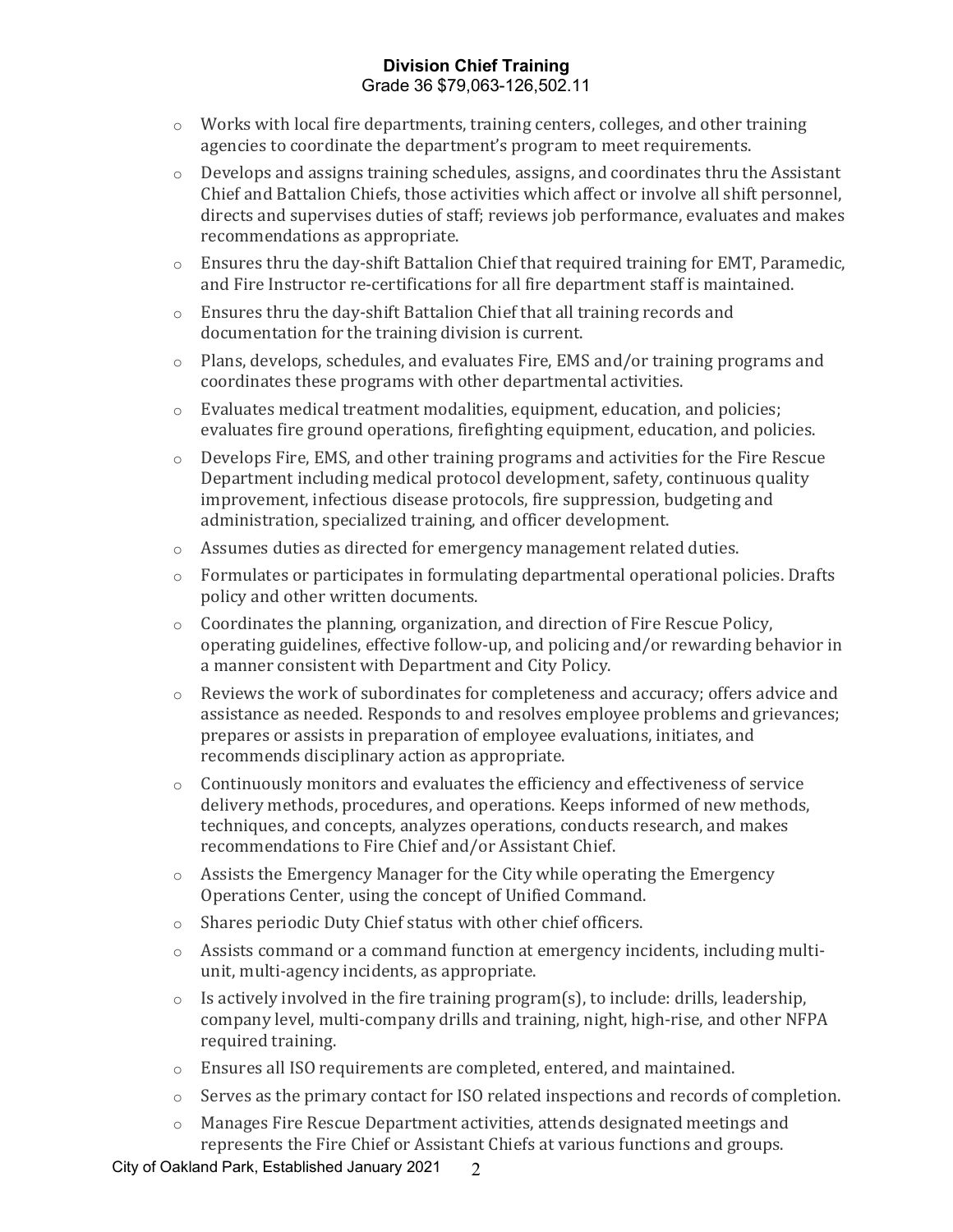- Works with local fire departments, training centers, colleges, and other training agencies to coordinate the department's program to meet requirements.
- Develops and assigns training schedules, assigns, and coordinates thru the Assistant Chief and Battalion Chiefs, those activities which affect or involve all shift personnel, directs and supervises duties of staff; reviews job performance, evaluates and makes recommendations as appropriate.
- Ensures thru the day-shift Battalion Chief that required training for EMT, Paramedic, and Fire Instructor re-certifications for all fire department staff is maintained.
- Ensures thru the day-shift Battalion Chief that all training records and documentation for the training division is current.
- Plans, develops, schedules, and evaluates Fire, EMS and/or training programs and coordinates these programs with other departmental activities.
- Evaluates medical treatment modalities, equipment, education, and policies; evaluates fire ground operations, firefighting equipment, education, and policies.
- Develops Fire, EMS, and other training programs and activities for the Fire Rescue Department including medical protocol development, safety, continuous quality improvement, infectious disease protocols, fire suppression, budgeting and administration, specialized training, and officer development.
- Assumes duties as directed for emergency management related duties.
- Formulates or participates in formulating departmental operational policies. Drafts policy and other written documents.
- Coordinates the planning, organization, and direction of Fire Rescue Policy, operating guidelines, effective follow-up, and policing and/or rewarding behavior in a manner consistent with Department and City Policy.
- Reviews the work of subordinates for completeness and accuracy; offers advice and assistance as needed. Responds to and resolves employee problems and grievances; prepares or assists in preparation of employee evaluations, initiates, and recommends disciplinary action as appropriate.
- Continuously monitors and evaluates the efficiency and effectiveness of service delivery methods, procedures, and operations. Keeps informed of new methods, techniques, and concepts, analyzes operations, conducts research, and makes recommendations to Fire Chief and/or Assistant Chief.
- Assists the Emergency Manager for the City while operating the Emergency Operations Center, using the concept of Unified Command.
- Shares periodic Duty Chief status with other chief officers.
- Assists command or a command function at emergency incidents, including multi-unit, multi-agency incidents, as appropriate.
- Is actively involved in the fire training program(s), to include: drills, leadership, company level, multi-company drills and training, night, high-rise, and other NFPA required training.
- Ensures all ISO requirements are completed, entered, and maintained.
- Serves as the primary contact for ISO related inspections and records of completion.
- Manages Fire Rescue Department activities, attends designated meetings and represents the Fire Chief or Assistant Chiefs at various functions and groups.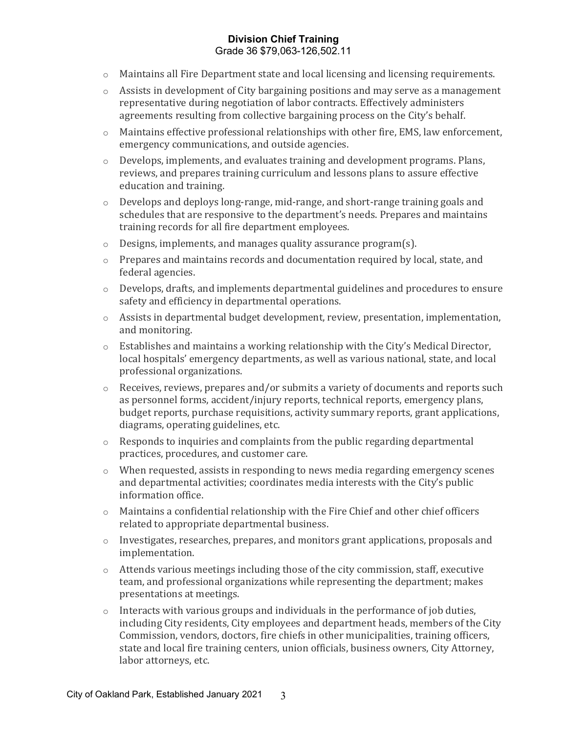- Maintains all Fire Department state and local licensing and licensing requirements.
- Assists in development of City bargaining positions and may serve as a management representative during negotiation of labor contracts. Effectively administers agreements resulting from collective bargaining process on the City's behalf.
- Maintains effective professional relationships with other fire, EMS, law enforcement, emergency communications, and outside agencies.
- Develops, implements, and evaluates training and development programs. Plans, reviews, and prepares training curriculum and lessons plans to assure effective education and training.
- Develops and deploys long-range, mid-range, and short-range training goals and schedules that are responsive to the department's needs. Prepares and maintains training records for all fire department employees.
- Designs, implements, and manages quality assurance program(s).
- Prepares and maintains records and documentation required by local, state, and federal agencies.
- Develops, drafts, and implements departmental guidelines and procedures to ensure safety and efficiency in departmental operations.
- Assists in departmental budget development, review, presentation, implementation, and monitoring.
- Establishes and maintains a working relationship with the City's Medical Director, local hospitals' emergency departments, as well as various national, state, and local professional organizations.
- Receives, reviews, prepares and/or submits a variety of documents and reports such as personnel forms, accident/injury reports, technical reports, emergency plans, budget reports, purchase requisitions, activity summary reports, grant applications, diagrams, operating guidelines, etc.
- Responds to inquiries and complaints from the public regarding departmental practices, procedures, and customer care.
- When requested, assists in responding to news media regarding emergency scenes and departmental activities; coordinates media interests with the City's public information office.
- Maintains a confidential relationship with the Fire Chief and other chief officers related to appropriate departmental business.
- Investigates, researches, prepares, and monitors grant applications, proposals and implementation.
- Attends various meetings including those of the city commission, staff, executive team, and professional organizations while representing the department; makes presentations at meetings.
- Interacts with various groups and individuals in the performance of job duties, including City residents, City employees and department heads, members of the City Commission, vendors, doctors, fire chiefs in other municipalities, training officers, state and local fire training centers, union officials, business owners, City Attorney, labor attorneys, etc.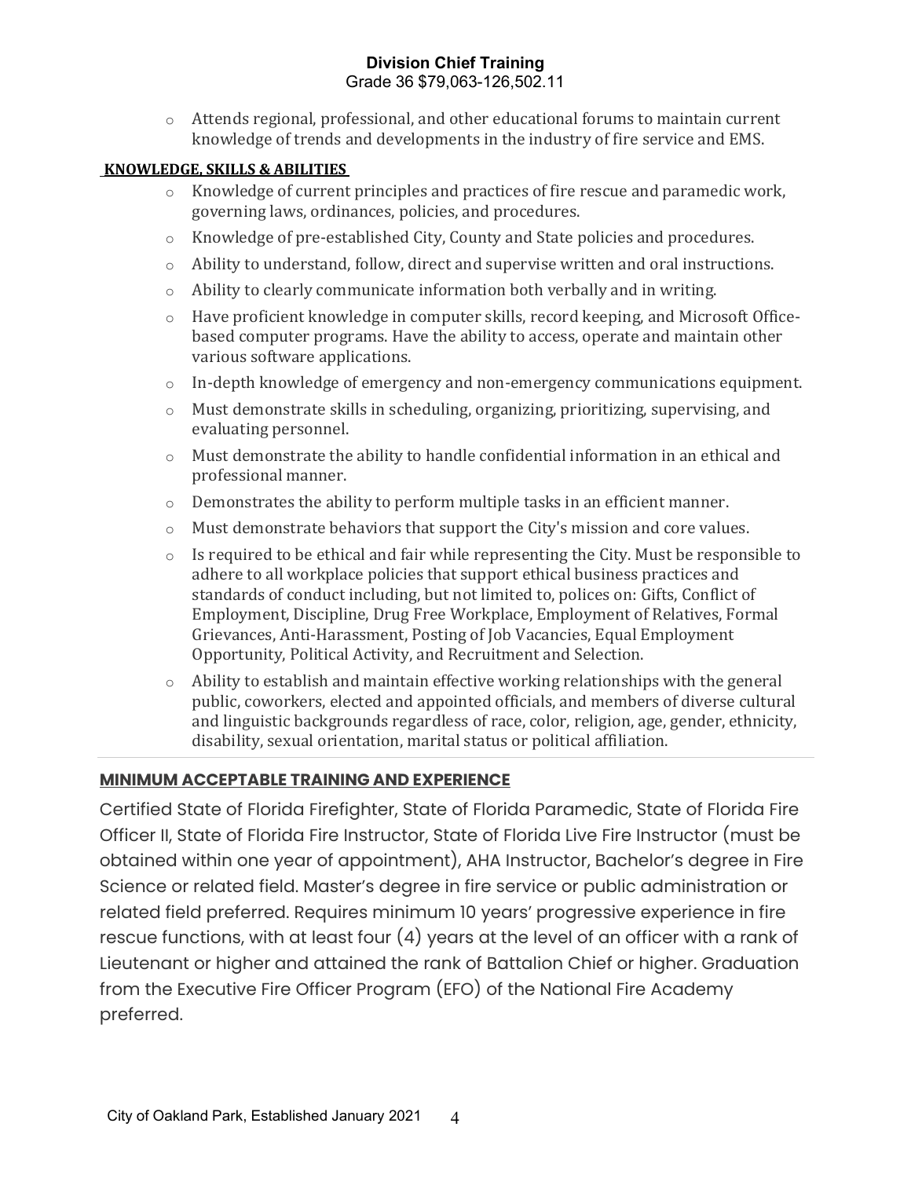**Division Chief Training**
Grade 36 $79,063-126,502.11

- Attends regional, professional, and other educational forums to maintain current knowledge of trends and developments in the industry of fire service and EMS.

**KNOWLEDGE, SKILLS & ABILITIES**

- Knowledge of current principles and practices of fire rescue and paramedic work, governing laws, ordinances, policies, and procedures.
- Knowledge of pre-established City, County and State policies and procedures.
- Ability to understand, follow, direct and supervise written and oral instructions.
- Ability to clearly communicate information both verbally and in writing.
- Have proficient knowledge in computer skills, record keeping, and Microsoft Office-based computer programs. Have the ability to access, operate and maintain other various software applications.
- In-depth knowledge of emergency and non-emergency communications equipment.
- Must demonstrate skills in scheduling, organizing, prioritizing, supervising, and evaluating personnel.
- Must demonstrate the ability to handle confidential information in an ethical and professional manner.
- Demonstrates the ability to perform multiple tasks in an efficient manner.
- Must demonstrate behaviors that support the City's mission and core values.
- Is required to be ethical and fair while representing the City. Must be responsible to adhere to all workplace policies that support ethical business practices and standards of conduct including, but not limited to, polices on: Gifts, Conflict of Employment, Discipline, Drug Free Workplace, Employment of Relatives, Formal Grievances, Anti-Harassment, Posting of Job Vacancies, Equal Employment Opportunity, Political Activity, and Recruitment and Selection.
- Ability to establish and maintain effective working relationships with the general public, coworkers, elected and appointed officials, and members of diverse cultural and linguistic backgrounds regardless of race, color, religion, age, gender, ethnicity, disability, sexual orientation, marital status or political affiliation.

**MINIMUM ACCEPTABLE TRAINING AND EXPERIENCE**

Certified State of Florida Firefighter, State of Florida Paramedic, State of Florida Fire Officer II, State of Florida Fire Instructor, State of Florida Live Fire Instructor (must be obtained within one year of appointment), AHA Instructor, Bachelor's degree in Fire Science or related field. Master's degree in fire service or public administration or related field preferred. Requires minimum 10 years' progressive experience in fire rescue functions, with at least four (4) years at the level of an officer with a rank of Lieutenant or higher and attained the rank of Battalion Chief or higher. Graduation from the Executive Fire Officer Program (EFO) of the National Fire Academy preferred.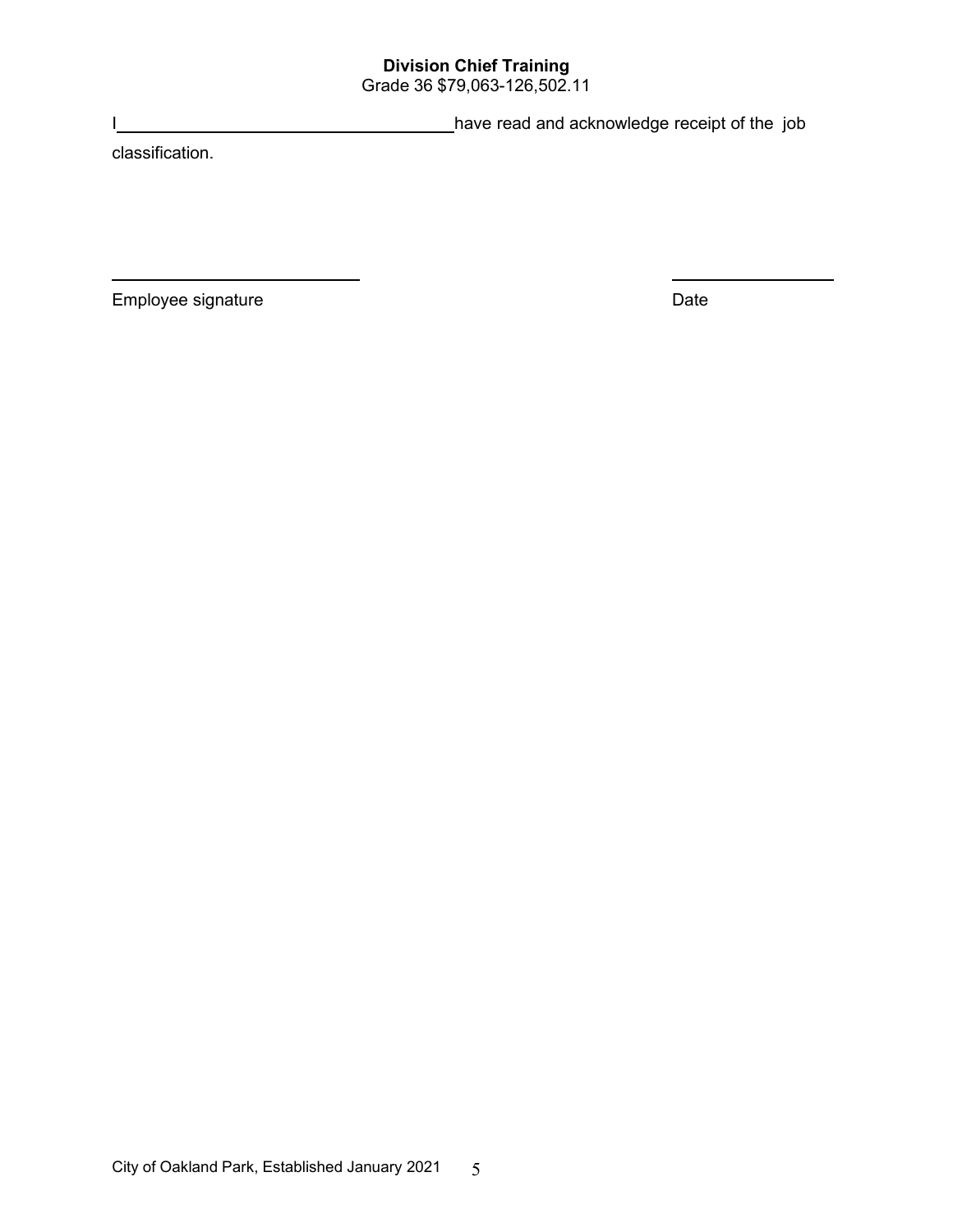**Division Chief Training**
Grade 36 $79,063-126,502.11

I\_\_\_\_\_\_\_\_\_\_\_\_\_\_\_\_\_\_\_\_\_\_\_\_\_\_\_\_\_\_\_\_\_\_\_\_\_have read and acknowledge receipt of the job classification.

\_\_\_\_\_\_\_\_\_\_\_\_\_\_\_\_\_\_\_\_\_\_\_\_\_\_\_\_ \_\_\_\_\_\_\_\_\_\_\_\_\_\_\_\_\_\_

Employee signature Date

City of Oakland Park, Established January 2021